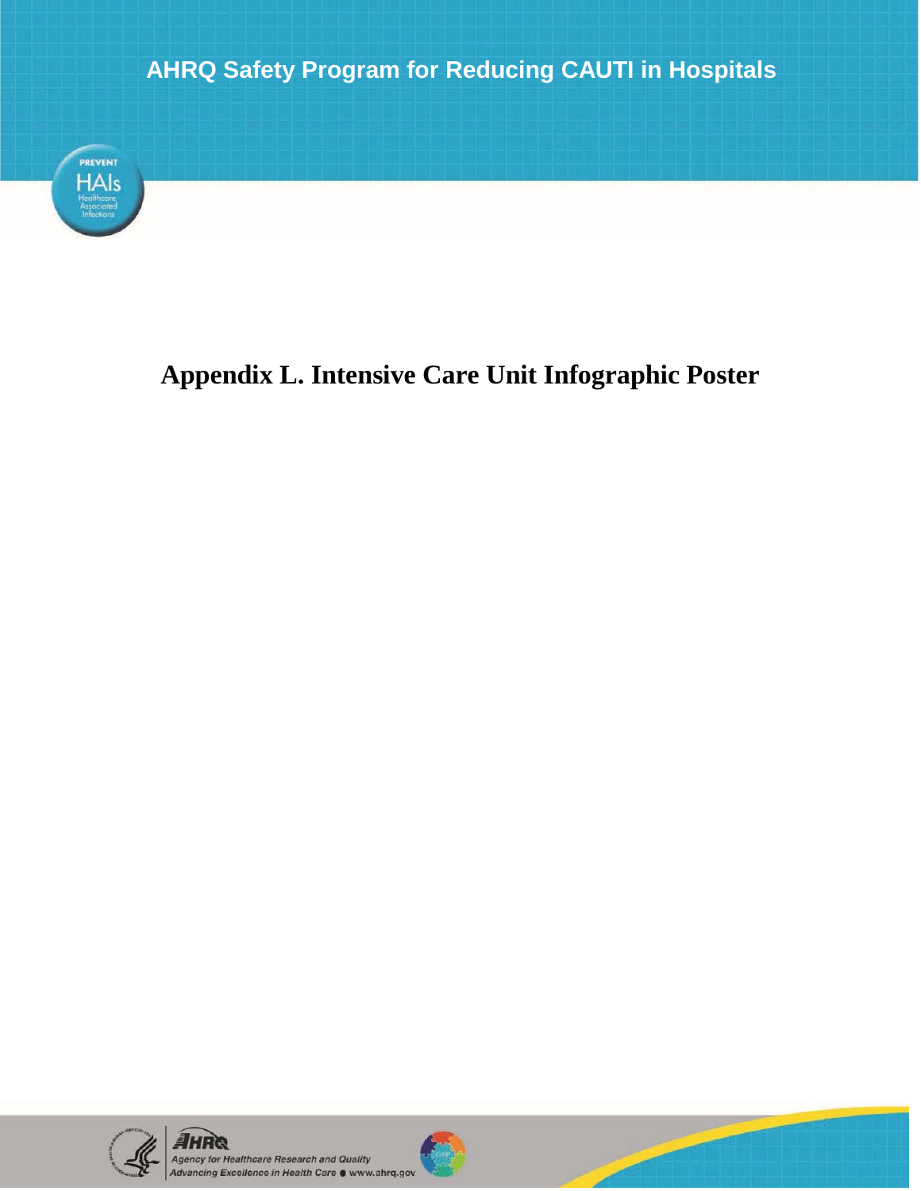AHRQ Safety Program for Reducing CAUTI in Hospitals

# Appendix L. Intensive Care Unit Infographic Poster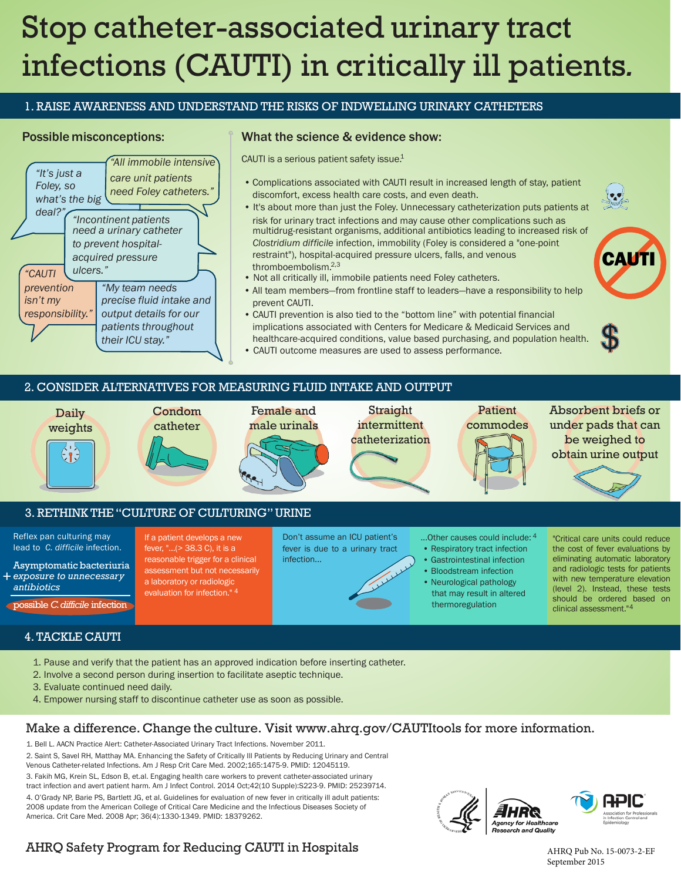# Stop catheter-associated urinary tract infections (CAUTI) in critically ill patients.

## 1. RAISE AWARENESS AND UNDERSTAND THE RISKS OF INDWELLING URINARY CATHETERS

### Possible misconceptions:

"It's just a Foley, so what's the big deal?"

"All immobile intensive care unit patients need Foley catheters."

"Incontinent patients need a urinary catheter to prevent hospital-acquired pressure ulcers."

"CAUTI prevention isn't my responsibility."

"My team needs precise fluid intake and output details for our patients throughout their ICU stay."

### What the science & evidence show:

CAUTI is a serious patient safety issue.[1]

- Complications associated with CAUTI result in increased length of stay, patient discomfort, excess health care costs, and even death.
- It's about more than just the Foley. Unnecessary catheterization puts patients at risk for urinary tract infections and may cause other complications such as multidrug-resistant organisms, additional antibiotics leading to increased risk of *Clostridium difficile* infection, immobility (Foley is considered a "one-point restraint"), hospital-acquired pressure ulcers, falls, and venous thromboembolism.[2,3]
- Not all critically ill, immobile patients need Foley catheters.
- All team members—from frontline staff to leaders—have a responsibility to help prevent CAUTI.
- CAUTI prevention is also tied to the "bottom line" with potential financial implications associated with Centers for Medicare & Medicaid Services and healthcare-acquired conditions, value based purchasing, and population health.
- CAUTI outcome measures are used to assess performance.

CAUTI

## 2. CONSIDER ALTERNATIVES FOR MEASURING FLUID INTAKE AND OUTPUT

- Daily weights
- Condom catheter
- Female and male urinals
- Straight intermittent catheterization
- Patient commodes
- Absorbent briefs or under pads that can be weighed to obtain urine output

## 3. RETHINK THE "CULTURE OF CULTURING" URINE

Reflex pan culturing may lead to *C. difficile* infection.

Asymptomatic bacteriuria
+ *exposure to unnecessary antibiotics*
possible *C. difficile* infection

If a patient develops a new fever, "...(> 38.3 C), it is a reasonable trigger for a clinical assessment but not necessarily a laboratory or radiologic evaluation for infection."[4]

Don't assume an ICU patient's fever is due to a urinary tract infection...

...Other causes could include:[4]

- Respiratory tract infection
- Gastrointestinal infection
- Bloodstream infection
- Neurological pathology that may result in altered thermoregulation

"Critical care units could reduce the cost of fever evaluations by eliminating automatic laboratory and radiologic tests for patients with new temperature elevation (level 2). Instead, these tests should be ordered based on clinical assessment."[4]

## 4. TACKLE CAUTI

1. Pause and verify that the patient has an approved indication before inserting catheter.
2. Involve a second person during insertion to facilitate aseptic technique.
3. Evaluate continued need daily.
4. Empower nursing staff to discontinue catheter use as soon as possible.

Make a difference. Change the culture. Visit www.ahrq.gov/CAUTItools for more information.

1. Bell L. AACN Practice Alert: Catheter-Associated Urinary Tract Infections. November 2011.
2. Saint S, Savel RH, Matthay MA. Enhancing the Safety of Critically Ill Patients by Reducing Urinary and Central Venous Catheter-related Infections. Am J Resp Crit Care Med. 2002;165:1475-9. PMID: 12045119.
3. Fakih MG, Krein SL, Edson B, et.al. Engaging health care workers to prevent catheter-associated urinary tract infection and avert patient harm. Am J Infect Control. 2014 Oct;42(10 Supple):S223-9. PMID: 25239714.
4. O'Grady NP, Barie PS, Bartlett JG, et al. Guidelines for evaluation of new fever in critically ill adult patients: 2008 update from the American College of Critical Care Medicine and the Infectious Diseases Society of America. Crit Care Med. 2008 Apr; 36(4):1330-1349. PMID: 18379262.

AHRQ Agency for Healthcare Research and Quality

APIC Association for Professionals in Infection Control and Epidemiology

AHRQ Safety Program for Reducing CAUTI in Hospitals

AHRQ Pub No. 15-0073-2-EF
September 2015